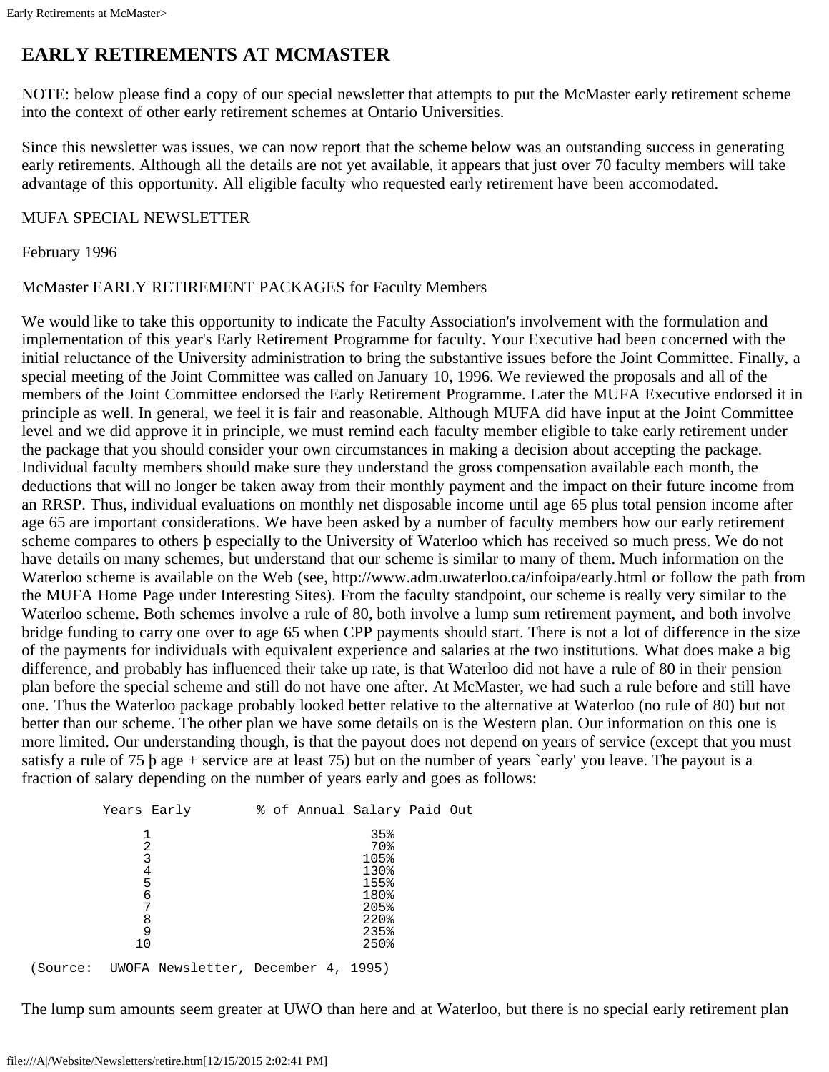# EARLY RETIREMENTS AT MCMASTER

NOTE: below please find a copy of our special newsletter that attempts to put the McMaster early retirement scheme into the context of other early retirement schemes at Ontario Universities.

Since this newsletter was issues, we can now report that the scheme below was an outstanding success in generating early retirements. Although all the details are not yet available, it appears that just over 70 faculty members will take advantage of this opportunity. All eligible faculty who requested early retirement have been accomodated.

MUFA SPECIAL NEWSLETTER

February 1996

McMaster EARLY RETIREMENT PACKAGES for Faculty Members

We would like to take this opportunity to indicate the Faculty Association's involvement with the formulation and implementation of this year's Early Retirement Programme for faculty. Your Executive had been concerned with the initial reluctance of the University administration to bring the substantive issues before the Joint Committee. Finally, a special meeting of the Joint Committee was called on January 10, 1996. We reviewed the proposals and all of the members of the Joint Committee endorsed the Early Retirement Programme. Later the MUFA Executive endorsed it in principle as well. In general, we feel it is fair and reasonable. Although MUFA did have input at the Joint Committee level and we did approve it in principle, we must remind each faculty member eligible to take early retirement under the package that you should consider your own circumstances in making a decision about accepting the package. Individual faculty members should make sure they understand the gross compensation available each month, the deductions that will no longer be taken away from their monthly payment and the impact on their future income from an RRSP. Thus, individual evaluations on monthly net disposable income until age 65 plus total pension income after age 65 are important considerations. We have been asked by a number of faculty members how our early retirement scheme compares to others þ especially to the University of Waterloo which has received so much press. We do not have details on many schemes, but understand that our scheme is similar to many of them. Much information on the Waterloo scheme is available on the Web (see, http://www.adm.uwaterloo.ca/infoipa/early.html or follow the path from the MUFA Home Page under Interesting Sites). From the faculty standpoint, our scheme is really very similar to the Waterloo scheme. Both schemes involve a rule of 80, both involve a lump sum retirement payment, and both involve bridge funding to carry one over to age 65 when CPP payments should start. There is not a lot of difference in the size of the payments for individuals with equivalent experience and salaries at the two institutions. What does make a big difference, and probably has influenced their take up rate, is that Waterloo did not have a rule of 80 in their pension plan before the special scheme and still do not have one after. At McMaster, we had such a rule before and still have one. Thus the Waterloo package probably looked better relative to the alternative at Waterloo (no rule of 80) but not better than our scheme. The other plan we have some details on is the Western plan. Our information on this one is more limited. Our understanding though, is that the payout does not depend on years of service (except that you must satisfy a rule of 75 þ age + service are at least 75) but on the number of years `early' you leave. The payout is a fraction of salary depending on the number of years early and goes as follows:

| Years Early | % of Annual Salary Paid Out |
|---|---|
| 1 | 35% |
| 2 | 70% |
| 3 | 105% |
| 4 | 130% |
| 5 | 155% |
| 6 | 180% |
| 7 | 205% |
| 8 | 220% |
| 9 | 235% |
| 10 | 250% |

(Source: UWOFA Newsletter, December 4, 1995)

The lump sum amounts seem greater at UWO than here and at Waterloo, but there is no special early retirement plan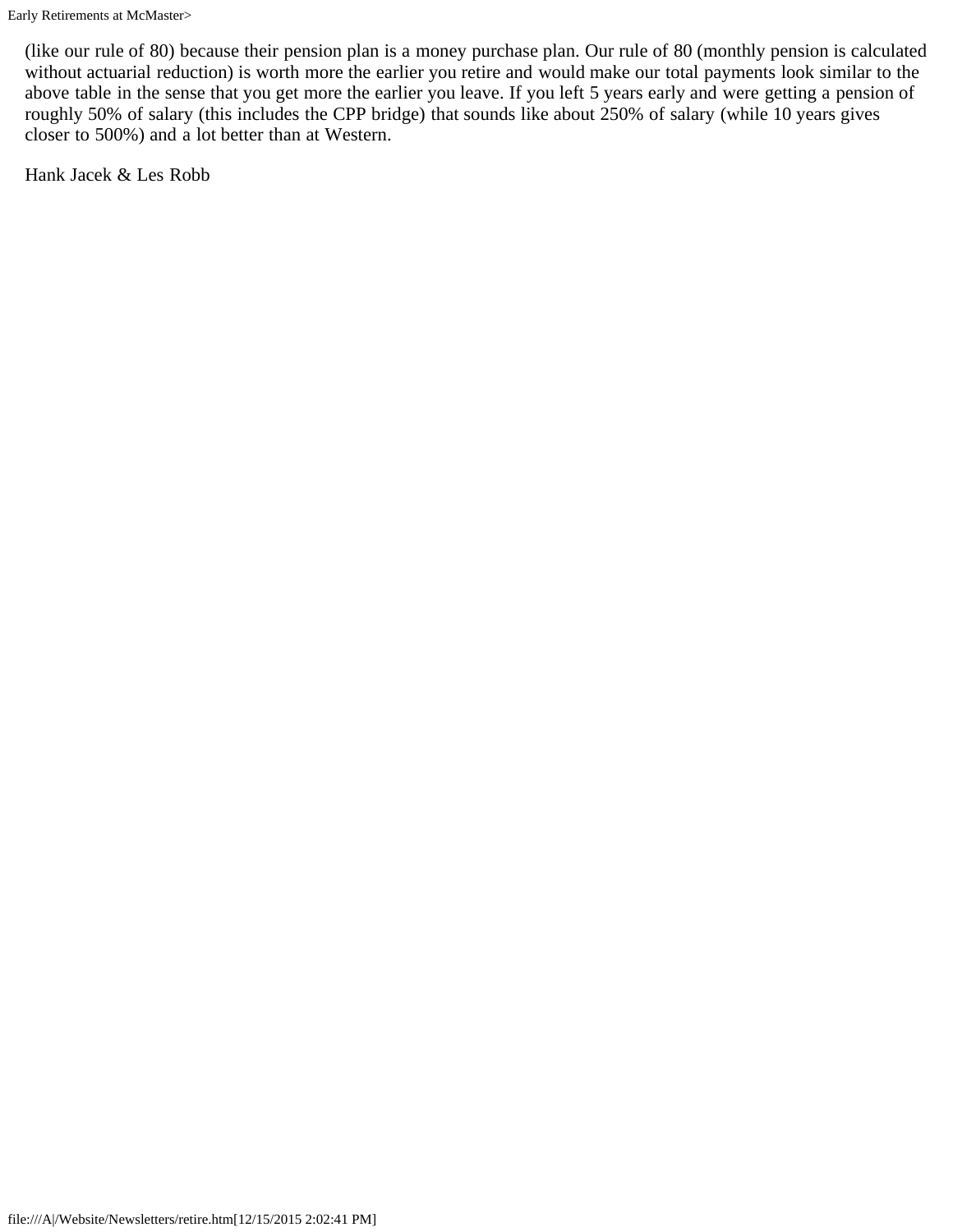(like our rule of 80) because their pension plan is a money purchase plan. Our rule of 80 (monthly pension is calculated without actuarial reduction) is worth more the earlier you retire and would make our total payments look similar to the above table in the sense that you get more the earlier you leave. If you left 5 years early and were getting a pension of roughly 50% of salary (this includes the CPP bridge) that sounds like about 250% of salary (while 10 years gives closer to 500%) and a lot better than at Western.

Hank Jacek & Les Robb